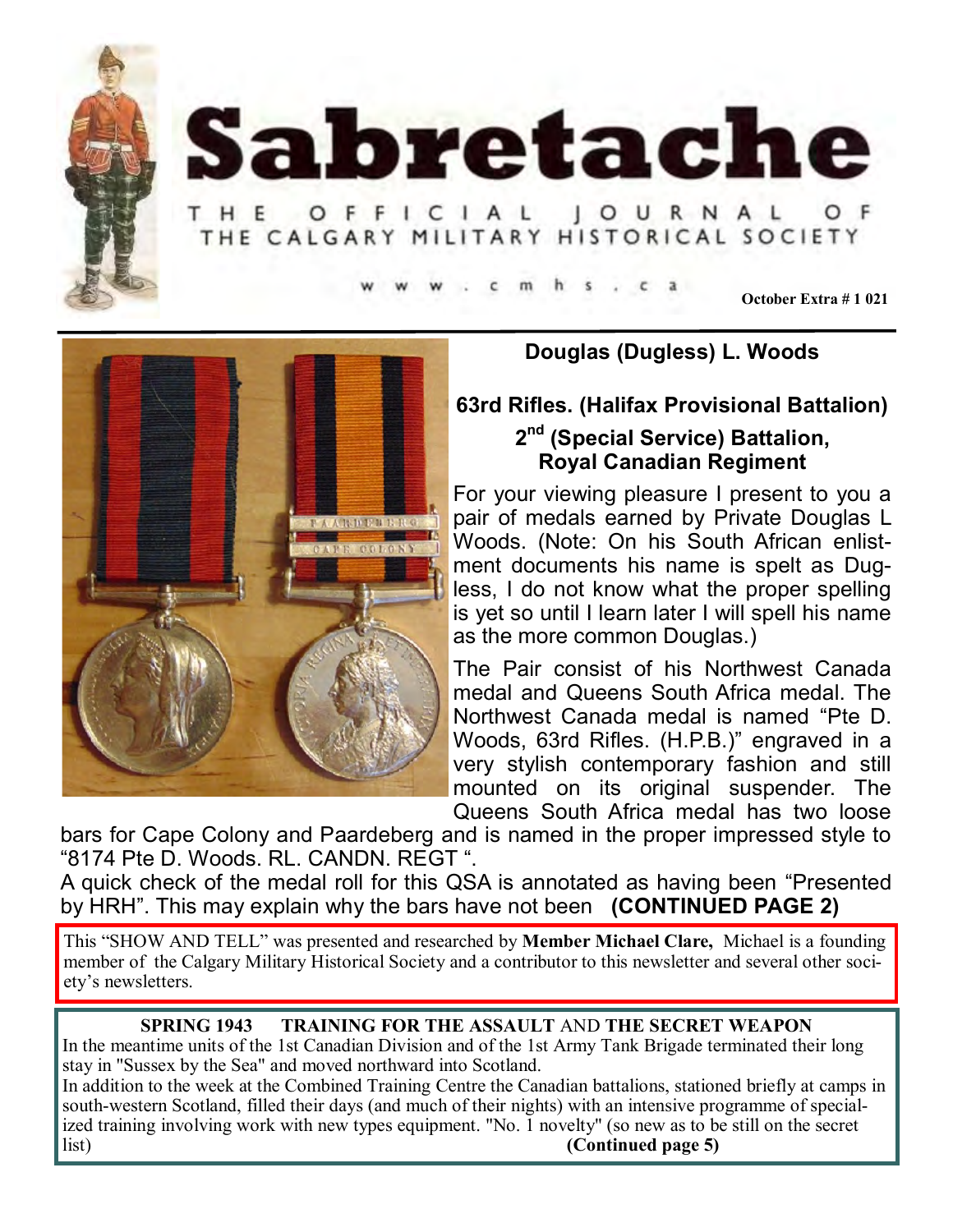# Sabretache

THE OFFICIAL JOURNAL OF THE CALGARY MILITARY HISTORICAL SOCIETY

www.cmhs.ca

October Extra # 1 021

## Douglas (Dugless) L. Woods

### 63rd Rifles. (Halifax Provisional Battalion)

### 2nd (Special Service) Battalion, Royal Canadian Regiment

For your viewing pleasure I present to you a pair of medals earned by Private Douglas L Woods. (Note: On his South African enlistment documents his name is spelt as Dugless, I do not know what the proper spelling is yet so until I learn later I will spell his name as the more common Douglas.)

The Pair consist of his Northwest Canada medal and Queens South Africa medal. The Northwest Canada medal is named "Pte D. Woods, 63rd Rifles. (H.P.B.)" engraved in a very stylish contemporary fashion and still mounted on its original suspender. The Queens South Africa medal has two loose bars for Cape Colony and Paardeberg and is named in the proper impressed style to "8174 Pte D. Woods. RL. CANDN. REGT ".

A quick check of the medal roll for this QSA is annotated as having been "Presented by HRH". This may explain why the bars have not been **(CONTINUED PAGE 2)**

This "SHOW AND TELL" was presented and researched by **Member Michael Clare,** Michael is a founding member of the Calgary Military Historical Society and a contributor to this newsletter and several other society's newsletters.

**SPRING 1943 TRAINING FOR THE ASSAULT** AND **THE SECRET WEAPON**

In the meantime units of the 1st Canadian Division and of the 1st Army Tank Brigade terminated their long stay in "Sussex by the Sea" and moved northward into Scotland.

In addition to the week at the Combined Training Centre the Canadian battalions, stationed briefly at camps in south-western Scotland, filled their days (and much of their nights) with an intensive programme of specialized training involving work with new types equipment. "No. 1 novelty" (so new as to be still on the secret list) **(Continued page 5)**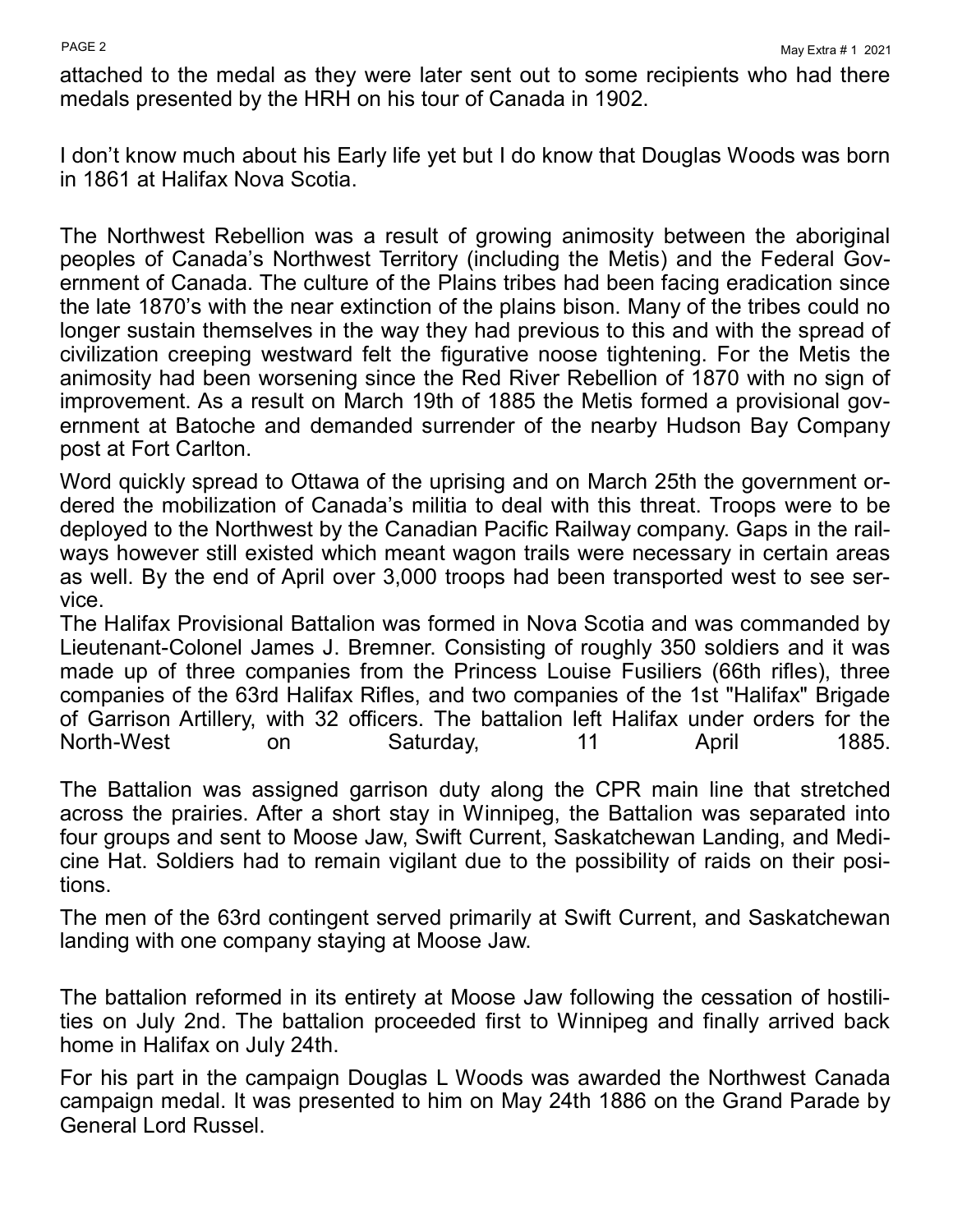attached to the medal as they were later sent out to some recipients who had there medals presented by the HRH on his tour of Canada in 1902.

I don't know much about his Early life yet but I do know that Douglas Woods was born in 1861 at Halifax Nova Scotia.

The Northwest Rebellion was a result of growing animosity between the aboriginal peoples of Canada's Northwest Territory (including the Metis) and the Federal Government of Canada. The culture of the Plains tribes had been facing eradication since the late 1870's with the near extinction of the plains bison. Many of the tribes could no longer sustain themselves in the way they had previous to this and with the spread of civilization creeping westward felt the figurative noose tightening. For the Metis the animosity had been worsening since the Red River Rebellion of 1870 with no sign of improvement. As a result on March 19th of 1885 the Metis formed a provisional government at Batoche and demanded surrender of the nearby Hudson Bay Company post at Fort Carlton.

Word quickly spread to Ottawa of the uprising and on March 25th the government ordered the mobilization of Canada's militia to deal with this threat. Troops were to be deployed to the Northwest by the Canadian Pacific Railway company. Gaps in the railways however still existed which meant wagon trails were necessary in certain areas as well. By the end of April over 3,000 troops had been transported west to see service.

The Halifax Provisional Battalion was formed in Nova Scotia and was commanded by Lieutenant-Colonel James J. Bremner. Consisting of roughly 350 soldiers and it was made up of three companies from the Princess Louise Fusiliers (66th rifles), three companies of the 63rd Halifax Rifles, and two companies of the 1st "Halifax" Brigade of Garrison Artillery, with 32 officers. The battalion left Halifax under orders for the North-West on Saturday, 11 April 1885.

The Battalion was assigned garrison duty along the CPR main line that stretched across the prairies. After a short stay in Winnipeg, the Battalion was separated into four groups and sent to Moose Jaw, Swift Current, Saskatchewan Landing, and Medicine Hat. Soldiers had to remain vigilant due to the possibility of raids on their positions.

The men of the 63rd contingent served primarily at Swift Current, and Saskatchewan landing with one company staying at Moose Jaw.

The battalion reformed in its entirety at Moose Jaw following the cessation of hostilities on July 2nd. The battalion proceeded first to Winnipeg and finally arrived back home in Halifax on July 24th.

For his part in the campaign Douglas L Woods was awarded the Northwest Canada campaign medal. It was presented to him on May 24th 1886 on the Grand Parade by General Lord Russel.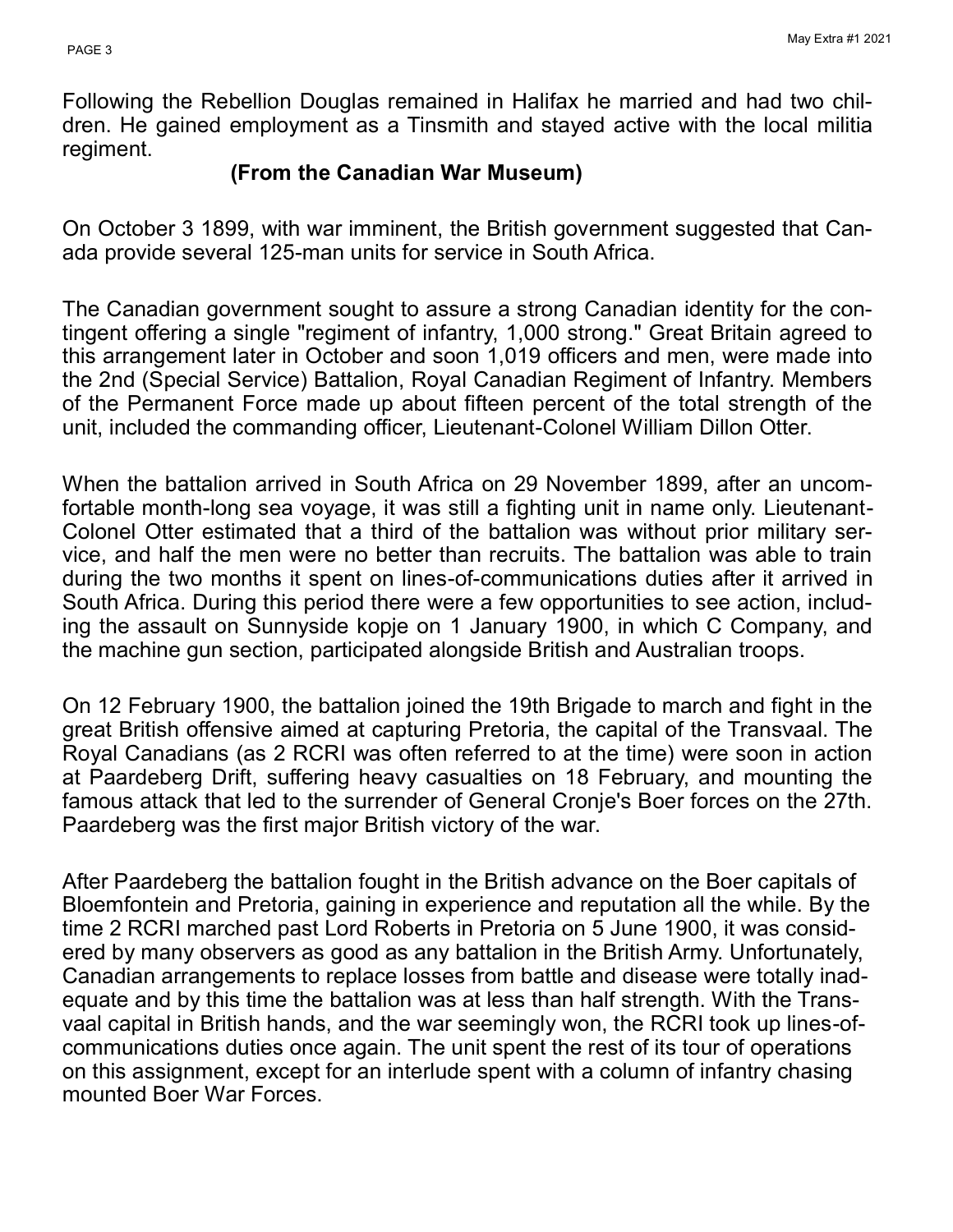Following the Rebellion Douglas remained in Halifax he married and had two children. He gained employment as a Tinsmith and stayed active with the local militia regiment.

**(From the Canadian War Museum)**

On October 3 1899, with war imminent, the British government suggested that Canada provide several 125-man units for service in South Africa.

The Canadian government sought to assure a strong Canadian identity for the contingent offering a single "regiment of infantry, 1,000 strong." Great Britain agreed to this arrangement later in October and soon 1,019 officers and men, were made into the 2nd (Special Service) Battalion, Royal Canadian Regiment of Infantry. Members of the Permanent Force made up about fifteen percent of the total strength of the unit, included the commanding officer, Lieutenant-Colonel William Dillon Otter.

When the battalion arrived in South Africa on 29 November 1899, after an uncomfortable month-long sea voyage, it was still a fighting unit in name only. Lieutenant-Colonel Otter estimated that a third of the battalion was without prior military service, and half the men were no better than recruits. The battalion was able to train during the two months it spent on lines-of-communications duties after it arrived in South Africa. During this period there were a few opportunities to see action, including the assault on Sunnyside kopje on 1 January 1900, in which C Company, and the machine gun section, participated alongside British and Australian troops.

On 12 February 1900, the battalion joined the 19th Brigade to march and fight in the great British offensive aimed at capturing Pretoria, the capital of the Transvaal. The Royal Canadians (as 2 RCRI was often referred to at the time) were soon in action at Paardeberg Drift, suffering heavy casualties on 18 February, and mounting the famous attack that led to the surrender of General Cronje's Boer forces on the 27th. Paardeberg was the first major British victory of the war.

After Paardeberg the battalion fought in the British advance on the Boer capitals of Bloemfontein and Pretoria, gaining in experience and reputation all the while. By the time 2 RCRI marched past Lord Roberts in Pretoria on 5 June 1900, it was considered by many observers as good as any battalion in the British Army. Unfortunately, Canadian arrangements to replace losses from battle and disease were totally inadequate and by this time the battalion was at less than half strength. With the Transvaal capital in British hands, and the war seemingly won, the RCRI took up lines-of-communications duties once again. The unit spent the rest of its tour of operations on this assignment, except for an interlude spent with a column of infantry chasing mounted Boer War Forces.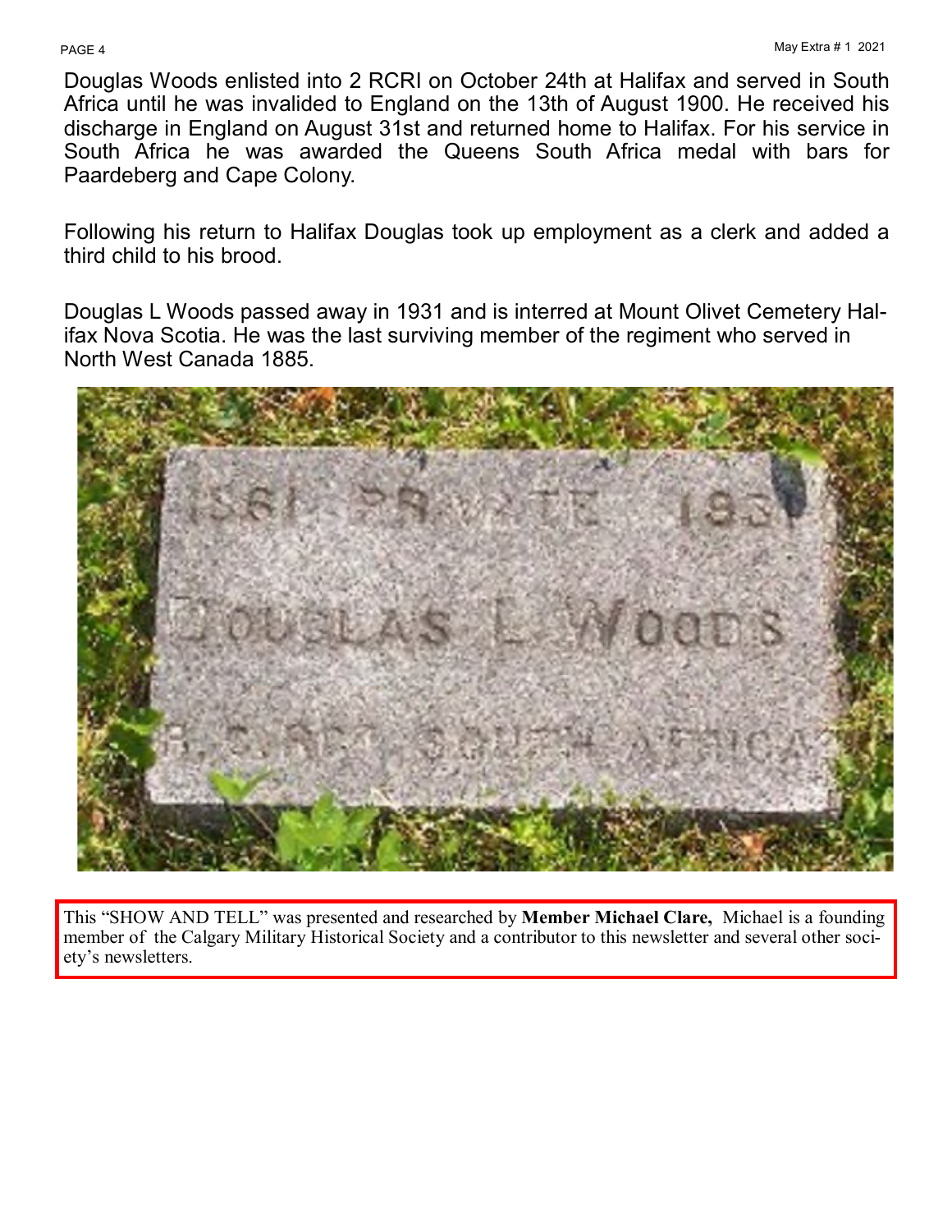Douglas Woods enlisted into 2 RCRI on October 24th at Halifax and served in South Africa until he was invalided to England on the 13th of August 1900. He received his discharge in England on August 31st and returned home to Halifax. For his service in South Africa he was awarded the Queens South Africa medal with bars for Paardeberg and Cape Colony.

Following his return to Halifax Douglas took up employment as a clerk and added a third child to his brood.

Douglas L Woods passed away in 1931 and is interred at Mount Olivet Cemetery Halifax Nova Scotia. He was the last surviving member of the regiment who served in North West Canada 1885.

This "SHOW AND TELL" was presented and researched by **Member Michael Clare,** Michael is a founding member of the Calgary Military Historical Society and a contributor to this newsletter and several other society's newsletters.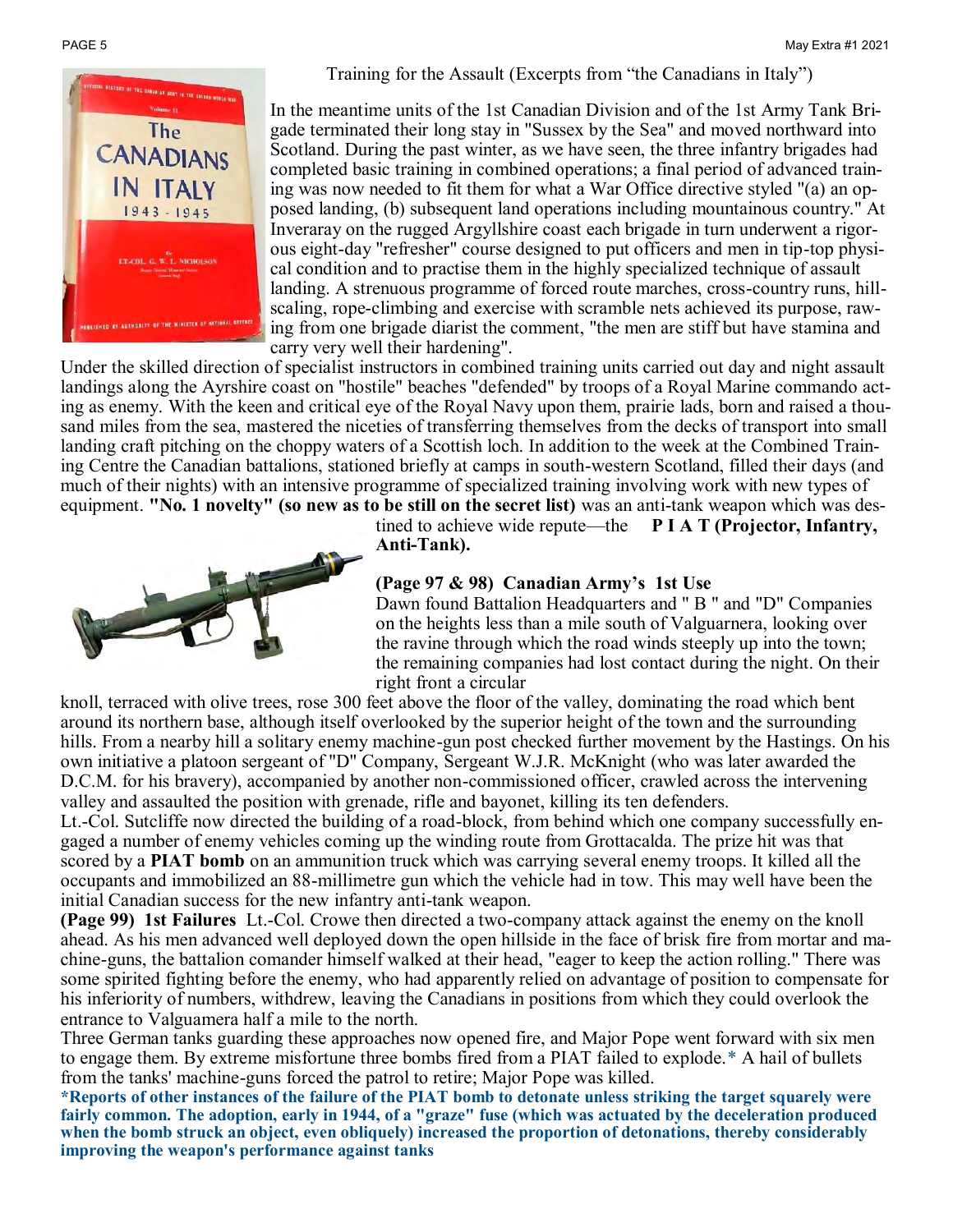Training for the Assault (Excerpts from "the Canadians in Italy")

In the meantime units of the 1st Canadian Division and of the 1st Army Tank Brigade terminated their long stay in "Sussex by the Sea" and moved northward into Scotland. During the past winter, as we have seen, the three infantry brigades had completed basic training in combined operations; a final period of advanced training was now needed to fit them for what a War Office directive styled "(a) an opposed landing, (b) subsequent land operations including mountainous country." At Inveraray on the rugged Argyllshire coast each brigade in turn underwent a rigorous eight-day "refresher" course designed to put officers and men in tip-top physical condition and to practise them in the highly specialized technique of assault landing. A strenuous programme of forced route marches, cross-country runs, hill-scaling, rope-climbing and exercise with scramble nets achieved its purpose, drawing from one brigade diarist the comment, "the men are stiff but have stamina and carry very well their hardening".

Under the skilled direction of specialist instructors in combined training units carried out day and night assault landings along the Ayrshire coast on "hostile" beaches "defended" by troops of a Royal Marine commando acting as enemy. With the keen and critical eye of the Royal Navy upon them, prairie lads, born and raised a thousand miles from the sea, mastered the niceties of transferring themselves from the decks of transport into small landing craft pitching on the choppy waters of a Scottish loch. In addition to the week at the Combined Training Centre the Canadian battalions, stationed briefly at camps in south-western Scotland, filled their days (and much of their nights) with an intensive programme of specialized training involving work with new types of equipment. **"No. 1 novelty" (so new as to be still on the secret list)** was an anti-tank weapon which was destined to achieve wide repute—the **P I A T (Projector, Infantry, Anti-Tank).**

**(Page 97 & 98) Canadian Army's 1st Use**

Dawn found Battalion Headquarters and " B " and "D" Companies on the heights less than a mile south of Valguarnera, looking over the ravine through which the road winds steeply up into the town; the remaining companies had lost contact during the night. On their right front a circular knoll, terraced with olive trees, rose 300 feet above the floor of the valley, dominating the road which bent around its northern base, although itself overlooked by the superior height of the town and the surrounding hills. From a nearby hill a solitary enemy machine-gun post checked further movement by the Hastings. On his own initiative a platoon sergeant of "D" Company, Sergeant W.J.R. McKnight (who was later awarded the D.C.M. for his bravery), accompanied by another non-commissioned officer, crawled across the intervening valley and assaulted the position with grenade, rifle and bayonet, killing its ten defenders.

Lt.-Col. Sutcliffe now directed the building of a road-block, from behind which one company successfully engaged a number of enemy vehicles coming up the winding route from Grottacalda. The prize hit was that scored by a **PIAT bomb** on an ammunition truck which was carrying several enemy troops. It killed all the occupants and immobilized an 88-millimetre gun which the vehicle had in tow. This may well have been the initial Canadian success for the new infantry anti-tank weapon.

**(Page 99) 1st Failures** Lt.-Col. Crowe then directed a two-company attack against the enemy on the knoll ahead. As his men advanced well deployed down the open hillside in the face of brisk fire from mortar and machine-guns, the battalion comander himself walked at their head, "eager to keep the action rolling." There was some spirited fighting before the enemy, who had apparently relied on advantage of position to compensate for his inferiority of numbers, withdrew, leaving the Canadians in positions from which they could overlook the entrance to Valguamera half a mile to the north.

Three German tanks guarding these approaches now opened fire, and Major Pope went forward with six men to engage them. By extreme misfortune three bombs fired from a PIAT failed to explode.* A hail of bullets from the tanks' machine-guns forced the patrol to retire; Major Pope was killed.

***Reports of other instances of the failure of the PIAT bomb to detonate unless striking the target squarely were fairly common. The adoption, early in 1944, of a "graze" fuse (which was actuated by the deceleration produced when the bomb struck an object, even obliquely) increased the proportion of detonations, thereby considerably improving the weapon's performance against tanks**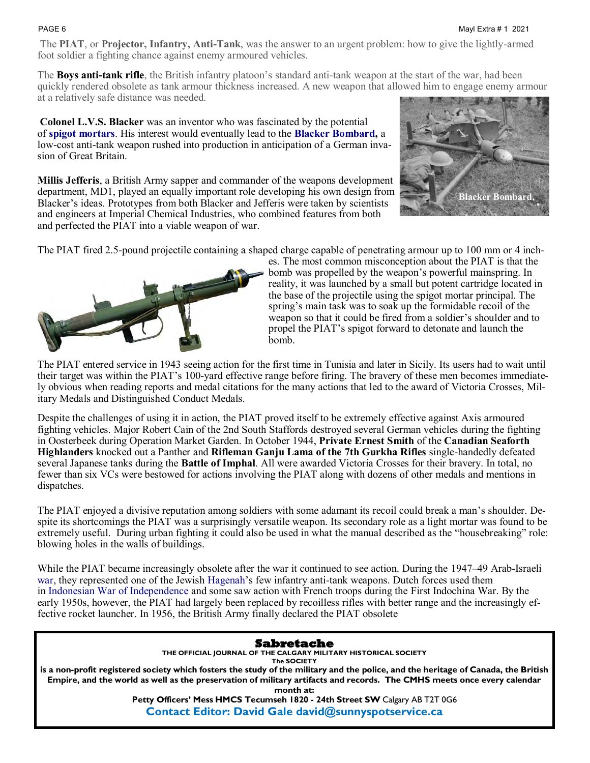The **PIAT**, or **Projector, Infantry, Anti-Tank**, was the answer to an urgent problem: how to give the lightly-armed foot soldier a fighting chance against enemy armoured vehicles.

The **Boys anti-tank rifle**, the British infantry platoon's standard anti-tank weapon at the start of the war, had been quickly rendered obsolete as tank armour thickness increased. A new weapon that allowed him to engage enemy armour at a relatively safe distance was needed.

**Colonel L.V.S. Blacker** was an inventor who was fascinated by the potential of **spigot mortars**. His interest would eventually lead to the **Blacker Bombard,** a low-cost anti-tank weapon rushed into production in anticipation of a German invasion of Great Britain.

Blacker Bombard.

**Millis Jefferis**, a British Army sapper and commander of the weapons development department, MD1, played an equally important role developing his own design from Blacker's ideas. Prototypes from both Blacker and Jefferis were taken by scientists and engineers at Imperial Chemical Industries, who combined features from both and perfected the PIAT into a viable weapon of war.

The PIAT fired 2.5-pound projectile containing a shaped charge capable of penetrating armour up to 100 mm or 4 inches. The most common misconception about the PIAT is that the bomb was propelled by the weapon's powerful mainspring. In reality, it was launched by a small but potent cartridge located in the base of the projectile using the spigot mortar principal. The spring's main task was to soak up the formidable recoil of the weapon so that it could be fired from a soldier's shoulder and to propel the PIAT's spigot forward to detonate and launch the bomb.

The PIAT entered service in 1943 seeing action for the first time in Tunisia and later in Sicily. Its users had to wait until their target was within the PIAT's 100-yard effective range before firing. The bravery of these men becomes immediately obvious when reading reports and medal citations for the many actions that led to the award of Victoria Crosses, Military Medals and Distinguished Conduct Medals.

Despite the challenges of using it in action, the PIAT proved itself to be extremely effective against Axis armoured fighting vehicles. Major Robert Cain of the 2nd South Staffords destroyed several German vehicles during the fighting in Oosterbeek during Operation Market Garden. In October 1944, **Private Ernest Smith** of the **Canadian Seaforth Highlanders** knocked out a Panther and **Rifleman Ganju Lama of the 7th Gurkha Rifles** single-handedly defeated several Japanese tanks during the **Battle of Imphal**. All were awarded Victoria Crosses for their bravery. In total, no fewer than six VCs were bestowed for actions involving the PIAT along with dozens of other medals and mentions in dispatches.

The PIAT enjoyed a divisive reputation among soldiers with some adamant its recoil could break a man's shoulder. Despite its shortcomings the PIAT was a surprisingly versatile weapon. Its secondary role as a light mortar was found to be extremely useful. During urban fighting it could also be used in what the manual described as the "housebreaking" role: blowing holes in the walls of buildings.

While the PIAT became increasingly obsolete after the war it continued to see action. During the 1947–49 Arab-Israeli war, they represented one of the Jewish Hagenah's few infantry anti-tank weapons. Dutch forces used them in Indonesian War of Independence and some saw action with French troops during the First Indochina War. By the early 1950s, however, the PIAT had largely been replaced by recoilless rifles with better range and the increasingly effective rocket launcher. In 1956, the British Army finally declared the PIAT obsolete

**Sabretache**

**THE OFFICIAL JOURNAL OF THE CALGARY MILITARY HISTORICAL SOCIETY**

**The SOCIETY**

**is a non-profit registered society which fosters the study of the military and the police, and the heritage of Canada, the British Empire, and the world as well as the preservation of military artifacts and records. The CMHS meets once every calendar month at:**

**Petty Officers' Mess HMCS Tecumseh 1820 - 24th Street SW** Calgary AB T2T 0G6

**Contact Editor: David Gale david@sunnyspotservice.ca**